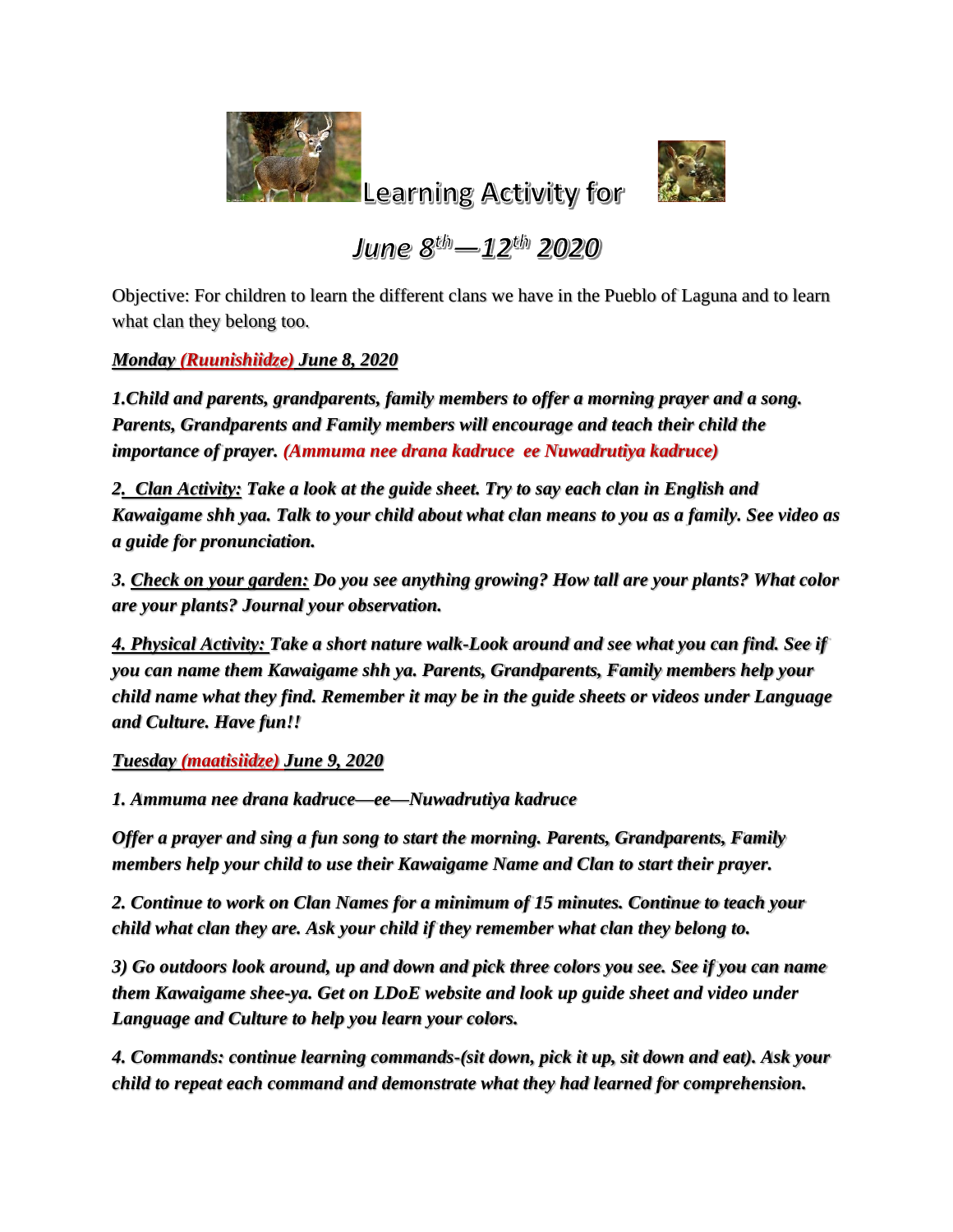# Learning Activity for

## *June 8th—12th 2020*

Objective: For children to learn the different clans we have in the Pueblo of Laguna and to learn what clan they belong too.

***Monday (Ruunishiidze) June 8, 2020***

***1.Child and parents, grandparents, family members to offer a morning prayer and a song. Parents, Grandparents and Family members will encourage and teach their child the importance of prayer. (Ammuma nee drana kadruce ee Nuwadrutiya kadruce)***

***2. Clan Activity: Take a look at the guide sheet. Try to say each clan in English and Kawaigame shh yaa. Talk to your child about what clan means to you as a family. See video as a guide for pronunciation.***

***3. Check on your garden: Do you see anything growing? How tall are your plants? What color are your plants? Journal your observation.***

***4. Physical Activity: Take a short nature walk-Look around and see what you can find. See if you can name them Kawaigame shh ya. Parents, Grandparents, Family members help your child name what they find. Remember it may be in the guide sheets or videos under Language and Culture. Have fun!!***

***Tuesday (maatisiidze) June 9, 2020***

***1. Ammuma nee drana kadruce—ee—Nuwadrutiya kadruce***

***Offer a prayer and sing a fun song to start the morning. Parents, Grandparents, Family members help your child to use their Kawaigame Name and Clan to start their prayer.***

***2. Continue to work on Clan Names for a minimum of 15 minutes. Continue to teach your child what clan they are. Ask your child if they remember what clan they belong to.***

***3) Go outdoors look around, up and down and pick three colors you see. See if you can name them Kawaigame shee-ya. Get on LDoE website and look up guide sheet and video under Language and Culture to help you learn your colors.***

***4. Commands: continue learning commands-(sit down, pick it up, sit down and eat). Ask your child to repeat each command and demonstrate what they had learned for comprehension.***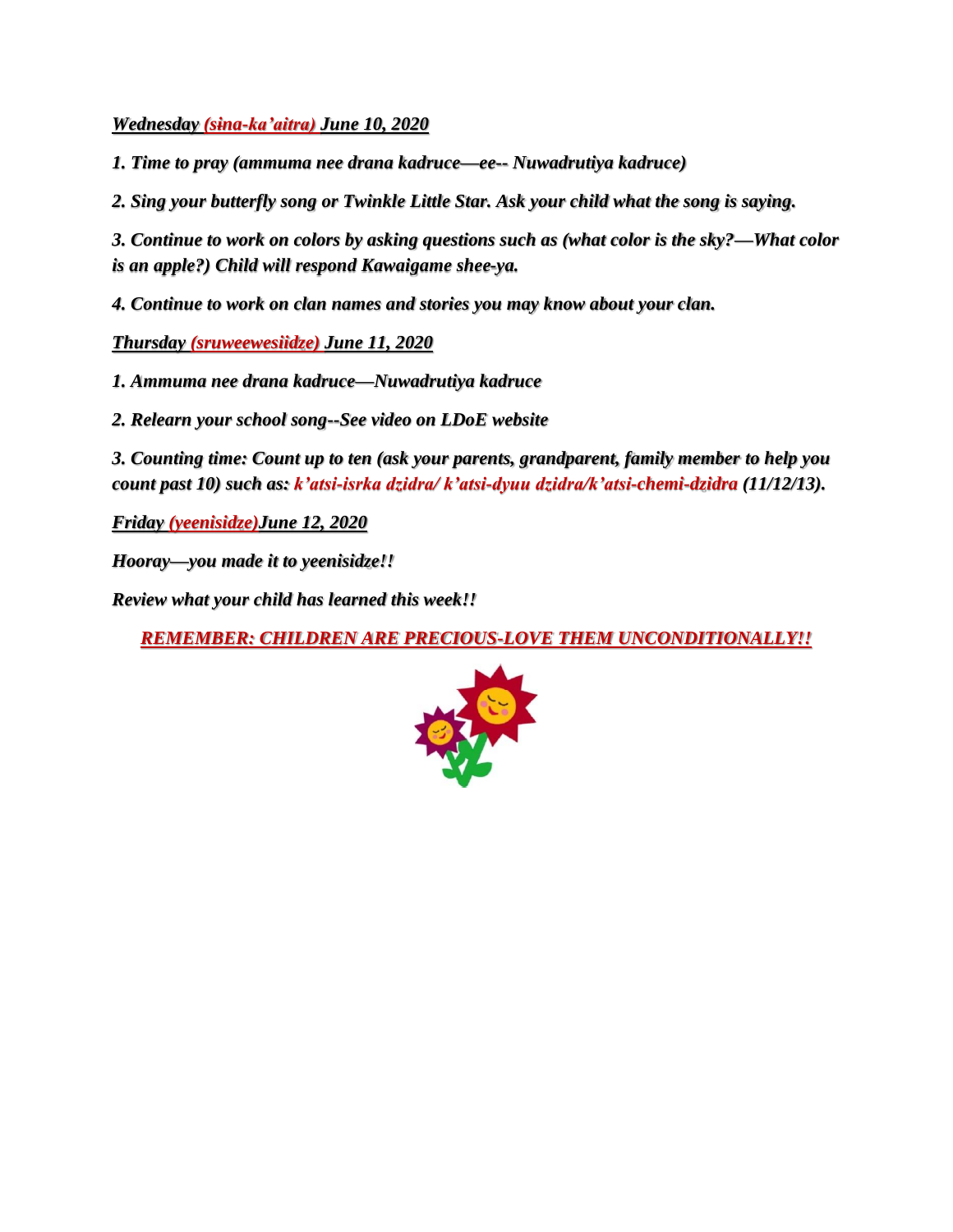***Wednesday (sina-ka'aitra) June 10, 2020***

*1. Time to pray (ammuma nee drana kadruce—ee-- Nuwadrutiya kadruce)*

*2. Sing your butterfly song or Twinkle Little Star. Ask your child what the song is saying.*

*3. Continue to work on colors by asking questions such as (what color is the sky?—What color is an apple?) Child will respond Kawaigame shee-ya.*

*4. Continue to work on clan names and stories you may know about your clan.*

***Thursday (sruweewesiidze) June 11, 2020***

*1. Ammuma nee drana kadruce—Nuwadrutiya kadruce*

*2. Relearn your school song--See video on LDoE website*

*3. Counting time: Count up to ten (ask your parents, grandparent, family member to help you count past 10) such as: k'atsi-isrka dzidra/ k'atsi-dyuu dzidra/k'atsi-chemi-dzidra (11/12/13).*

***Friday (yeenisidze)June 12, 2020***

*Hooray—you made it to yeenisidze!!*

*Review what your child has learned this week!!*

***REMEMBER: CHILDREN ARE PRECIOUS-LOVE THEM UNCONDITIONALLY!!***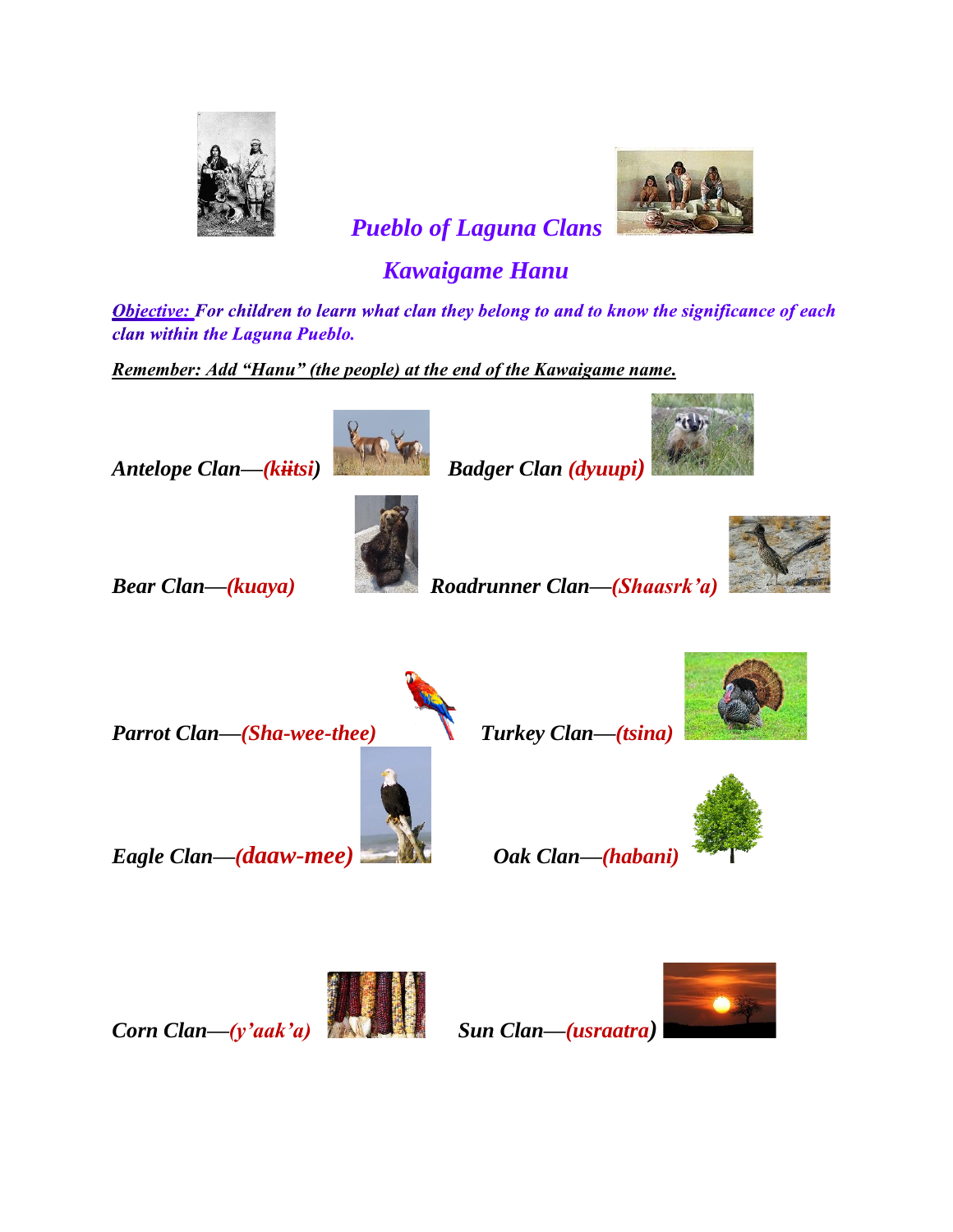# *Pueblo of Laguna Clans*

## *Kawaigame Hanu*

***Objective:*** ***For children to learn what clan they belong to and to know the significance of each clan within the Laguna Pueblo.***

***Remember: Add "Hanu" (the people) at the end of the Kawaigame name.***

***Antelope Clan—(kiitsi)***

***Badger Clan (dyuupi)***

***Bear Clan—(kuaya)***

***Roadrunner Clan—(Shaasrk'a)***

***Parrot Clan—(Sha-wee-thee)***

***Turkey Clan—(tsina)***

***Eagle Clan—(daaw-mee)***

***Oak Clan—(habani)***

***Corn Clan—(y'aak'a)***

***Sun Clan—(usraatra)***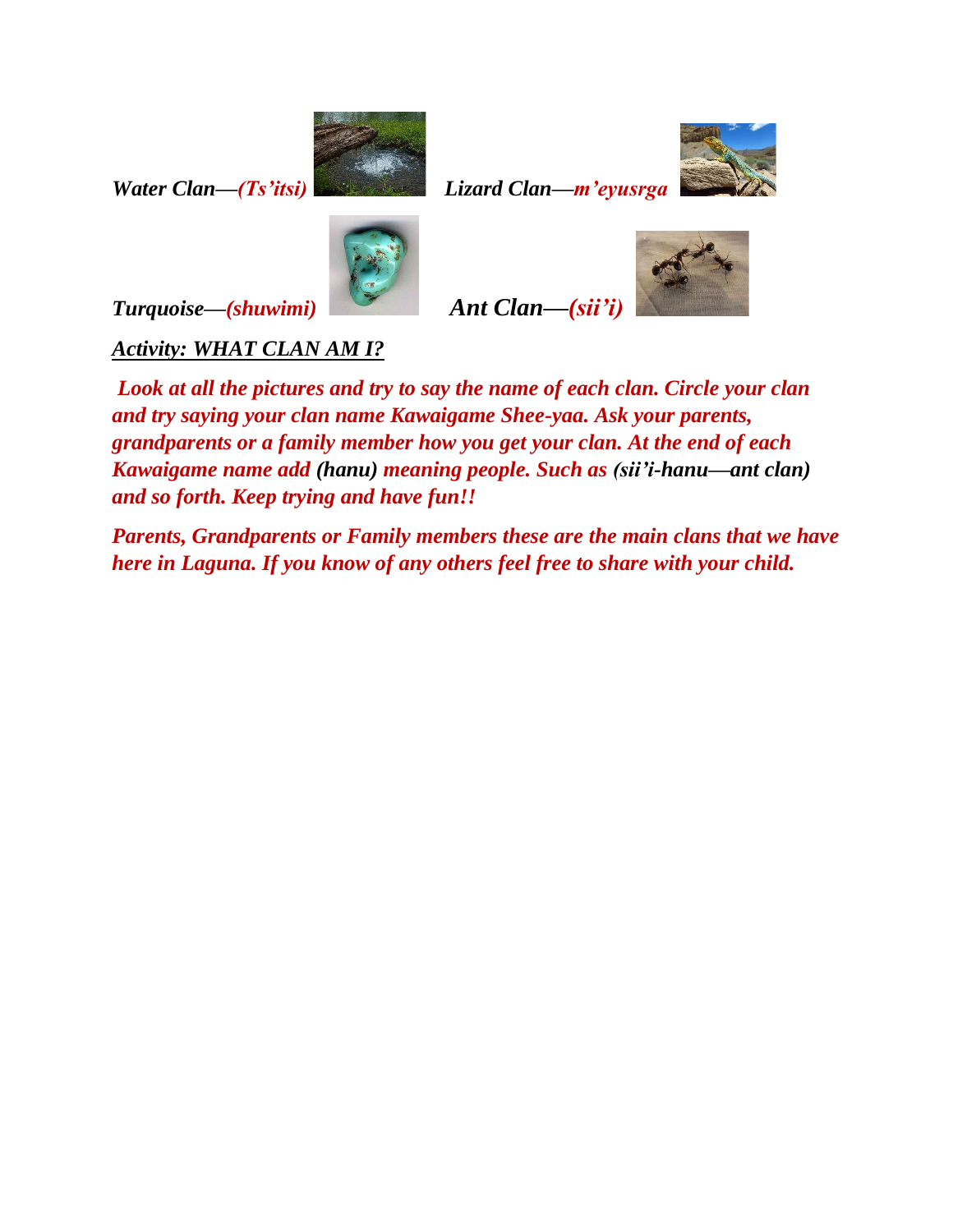*Water Clan—(Ts'itsi)*

*Lizard Clan—m'eyusrga*

*Turquoise—(shuwimi)*

*Ant Clan—(sii'i)*

***Activity: WHAT CLAN AM I?***

***Look at all the pictures and try to say the name of each clan. Circle your clan and try saying your clan name Kawaigame Shee-yaa. Ask your parents, grandparents or a family member how you get your clan. At the end of each Kawaigame name add (hanu) meaning people. Such as (sii'i-hanu—ant clan) and so forth. Keep trying and have fun!!***

***Parents, Grandparents or Family members these are the main clans that we have here in Laguna. If you know of any others feel free to share with your child.***